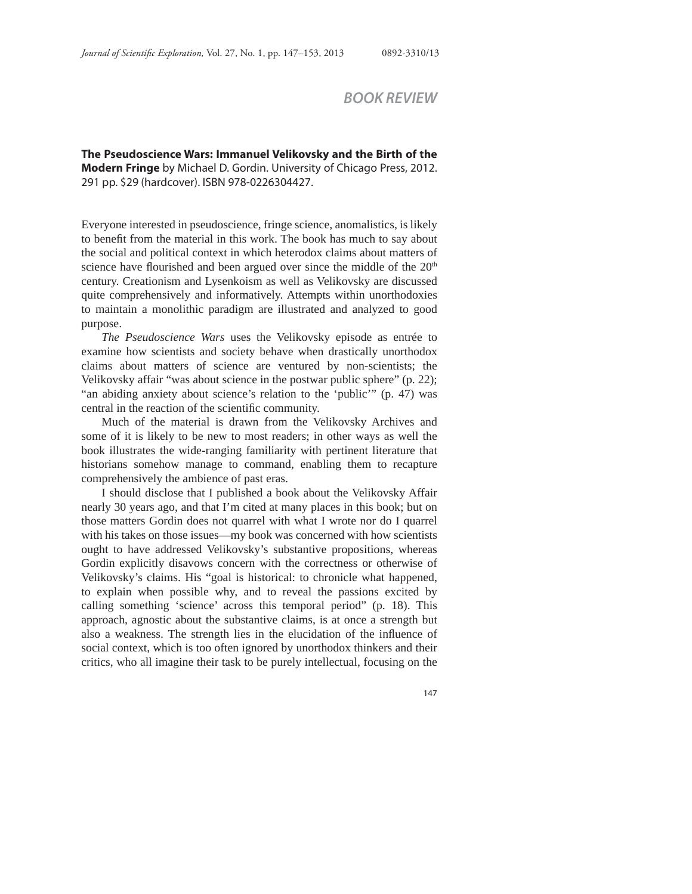## BOOK REVIEW

**The Pseudoscience Wars: Immanuel Velikovsky and the Birth of the Modern Fringe** by Michael D. Gordin. University of Chicago Press, 2012. 291 pp. $29 (hardcover). ISBN 978-0226304427.

Everyone interested in pseudoscience, fringe science, anomalistics, is likely to benefit from the material in this work. The book has much to say about the social and political context in which heterodox claims about matters of science have flourished and been argued over since the middle of the 20th century. Creationism and Lysenkoism as well as Velikovsky are discussed quite comprehensively and informatively. Attempts within unorthodoxies to maintain a monolithic paradigm are illustrated and analyzed to good purpose.

*The Pseudoscience Wars* uses the Velikovsky episode as entrée to examine how scientists and society behave when drastically unorthodox claims about matters of science are ventured by non-scientists; the Velikovsky affair "was about science in the postwar public sphere" (p. 22); "an abiding anxiety about science's relation to the 'public'" (p. 47) was central in the reaction of the scientific community.

Much of the material is drawn from the Velikovsky Archives and some of it is likely to be new to most readers; in other ways as well the book illustrates the wide-ranging familiarity with pertinent literature that historians somehow manage to command, enabling them to recapture comprehensively the ambience of past eras.

I should disclose that I published a book about the Velikovsky Affair nearly 30 years ago, and that I'm cited at many places in this book; but on those matters Gordin does not quarrel with what I wrote nor do I quarrel with his takes on those issues—my book was concerned with how scientists ought to have addressed Velikovsky's substantive propositions, whereas Gordin explicitly disavows concern with the correctness or otherwise of Velikovsky's claims. His "goal is historical: to chronicle what happened, to explain when possible why, and to reveal the passions excited by calling something 'science' across this temporal period" (p. 18). This approach, agnostic about the substantive claims, is at once a strength but also a weakness. The strength lies in the elucidation of the influence of social context, which is too often ignored by unorthodox thinkers and their critics, who all imagine their task to be purely intellectual, focusing on the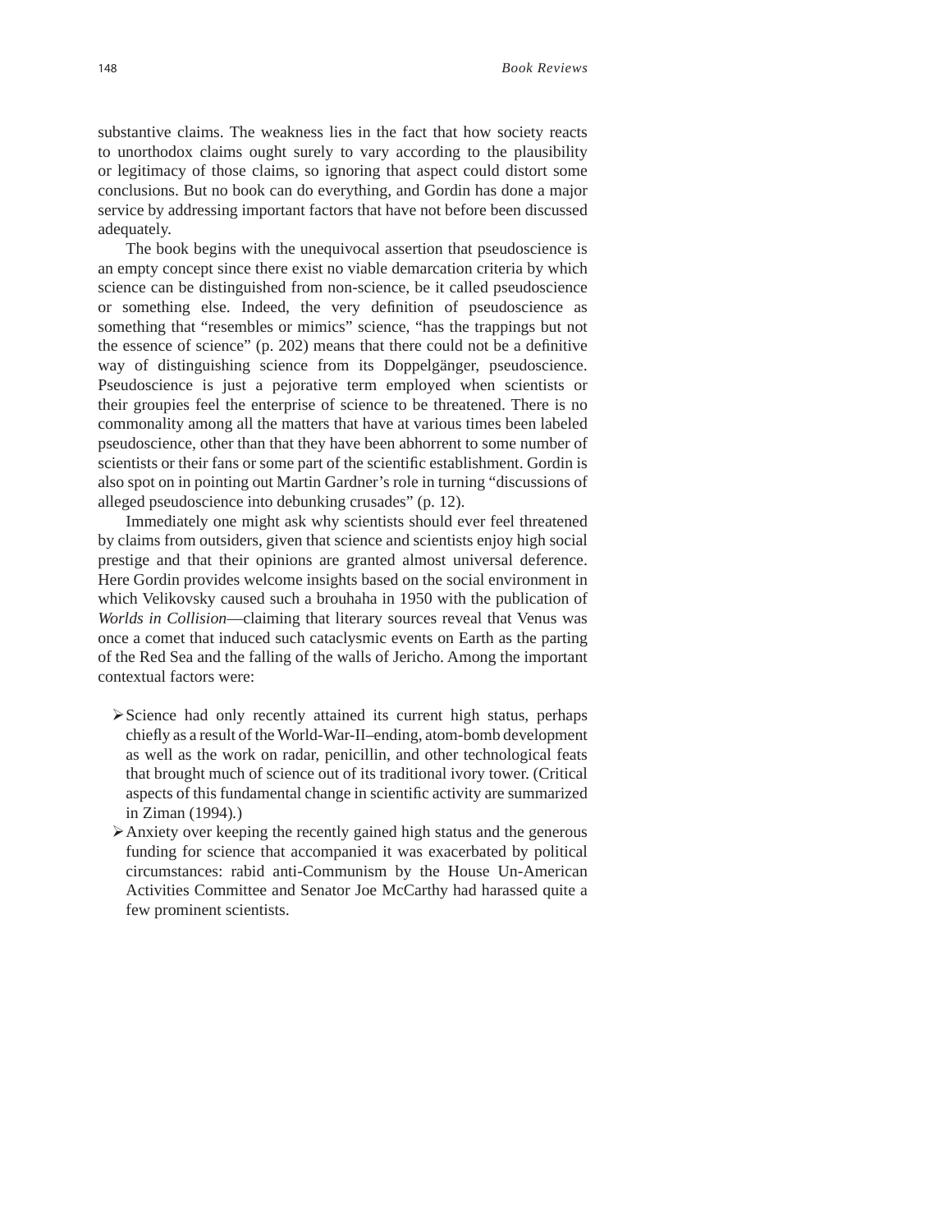substantive claims. The weakness lies in the fact that how society reacts to unorthodox claims ought surely to vary according to the plausibility or legitimacy of those claims, so ignoring that aspect could distort some conclusions. But no book can do everything, and Gordin has done a major service by addressing important factors that have not before been discussed adequately.

The book begins with the unequivocal assertion that pseudoscience is an empty concept since there exist no viable demarcation criteria by which science can be distinguished from non-science, be it called pseudoscience or something else. Indeed, the very definition of pseudoscience as something that "resembles or mimics" science, "has the trappings but not the essence of science" (p. 202) means that there could not be a definitive way of distinguishing science from its Doppelgänger, pseudoscience. Pseudoscience is just a pejorative term employed when scientists or their groupies feel the enterprise of science to be threatened. There is no commonality among all the matters that have at various times been labeled pseudoscience, other than that they have been abhorrent to some number of scientists or their fans or some part of the scientific establishment. Gordin is also spot on in pointing out Martin Gardner's role in turning "discussions of alleged pseudoscience into debunking crusades" (p. 12).

Immediately one might ask why scientists should ever feel threatened by claims from outsiders, given that science and scientists enjoy high social prestige and that their opinions are granted almost universal deference. Here Gordin provides welcome insights based on the social environment in which Velikovsky caused such a brouhaha in 1950 with the publication of *Worlds in Collision*—claiming that literary sources reveal that Venus was once a comet that induced such cataclysmic events on Earth as the parting of the Red Sea and the falling of the walls of Jericho. Among the important contextual factors were:

- Science had only recently attained its current high status, perhaps chiefly as a result of the World-War-II–ending, atom-bomb development as well as the work on radar, penicillin, and other technological feats that brought much of science out of its traditional ivory tower. (Critical aspects of this fundamental change in scientific activity are summarized in Ziman (1994).)
- Anxiety over keeping the recently gained high status and the generous funding for science that accompanied it was exacerbated by political circumstances: rabid anti-Communism by the House Un-American Activities Committee and Senator Joe McCarthy had harassed quite a few prominent scientists.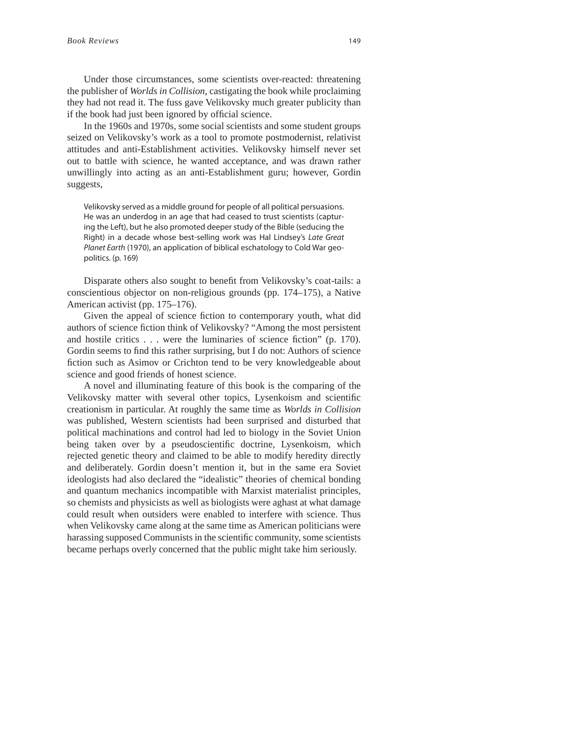Under those circumstances, some scientists over-reacted: threatening the publisher of *Worlds in Collision*, castigating the book while proclaiming they had not read it. The fuss gave Velikovsky much greater publicity than if the book had just been ignored by official science.

In the 1960s and 1970s, some social scientists and some student groups seized on Velikovsky's work as a tool to promote postmodernist, relativist attitudes and anti-Establishment activities. Velikovsky himself never set out to battle with science, he wanted acceptance, and was drawn rather unwillingly into acting as an anti-Establishment guru; however, Gordin suggests,

> Velikovsky served as a middle ground for people of all political persuasions. He was an underdog in an age that had ceased to trust scientists (capturing the Left), but he also promoted deeper study of the Bible (seducing the Right) in a decade whose best-selling work was Hal Lindsey's *Late Great Planet Earth* (1970), an application of biblical eschatology to Cold War geopolitics. (p. 169)

Disparate others also sought to benefit from Velikovsky's coat-tails: a conscientious objector on non-religious grounds (pp. 174–175), a Native American activist (pp. 175–176).

Given the appeal of science fiction to contemporary youth, what did authors of science fiction think of Velikovsky? "Among the most persistent and hostile critics . . . were the luminaries of science fiction" (p. 170). Gordin seems to find this rather surprising, but I do not: Authors of science fiction such as Asimov or Crichton tend to be very knowledgeable about science and good friends of honest science.

A novel and illuminating feature of this book is the comparing of the Velikovsky matter with several other topics, Lysenkoism and scientific creationism in particular. At roughly the same time as *Worlds in Collision* was published, Western scientists had been surprised and disturbed that political machinations and control had led to biology in the Soviet Union being taken over by a pseudoscientific doctrine, Lysenkoism, which rejected genetic theory and claimed to be able to modify heredity directly and deliberately. Gordin doesn't mention it, but in the same era Soviet ideologists had also declared the "idealistic" theories of chemical bonding and quantum mechanics incompatible with Marxist materialist principles, so chemists and physicists as well as biologists were aghast at what damage could result when outsiders were enabled to interfere with science. Thus when Velikovsky came along at the same time as American politicians were harassing supposed Communists in the scientific community, some scientists became perhaps overly concerned that the public might take him seriously.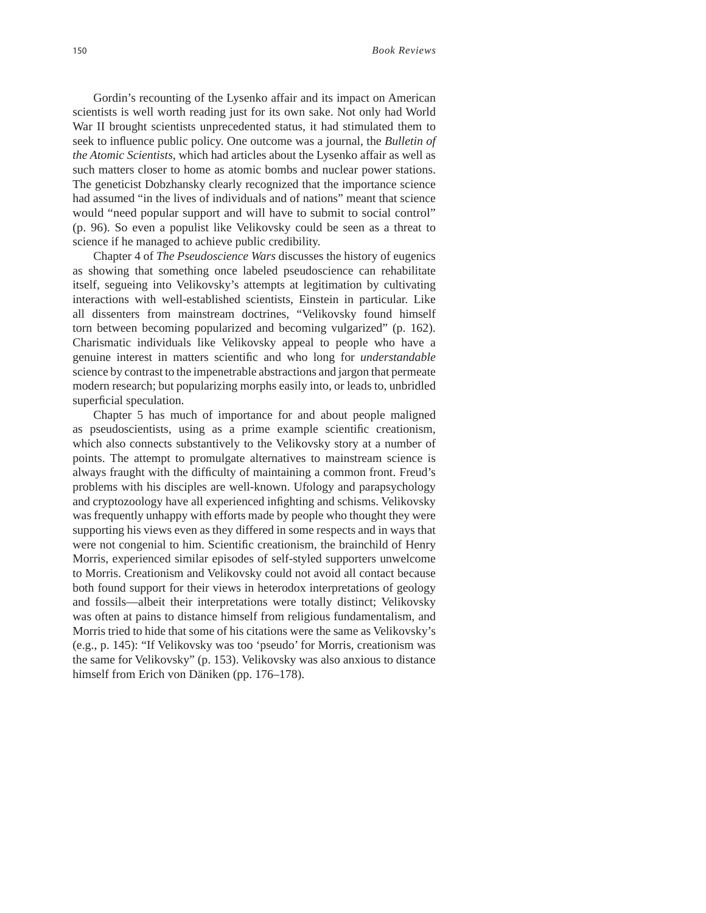Gordin's recounting of the Lysenko affair and its impact on American scientists is well worth reading just for its own sake. Not only had World War II brought scientists unprecedented status, it had stimulated them to seek to influence public policy. One outcome was a journal, the *Bulletin of the Atomic Scientists*, which had articles about the Lysenko affair as well as such matters closer to home as atomic bombs and nuclear power stations. The geneticist Dobzhansky clearly recognized that the importance science had assumed "in the lives of individuals and of nations" meant that science would "need popular support and will have to submit to social control" (p. 96). So even a populist like Velikovsky could be seen as a threat to science if he managed to achieve public credibility.

Chapter 4 of *The Pseudoscience Wars* discusses the history of eugenics as showing that something once labeled pseudoscience can rehabilitate itself, segueing into Velikovsky's attempts at legitimation by cultivating interactions with well-established scientists, Einstein in particular. Like all dissenters from mainstream doctrines, "Velikovsky found himself torn between becoming popularized and becoming vulgarized" (p. 162). Charismatic individuals like Velikovsky appeal to people who have a genuine interest in matters scientific and who long for *understandable* science by contrast to the impenetrable abstractions and jargon that permeate modern research; but popularizing morphs easily into, or leads to, unbridled superficial speculation.

Chapter 5 has much of importance for and about people maligned as pseudoscientists, using as a prime example scientific creationism, which also connects substantively to the Velikovsky story at a number of points. The attempt to promulgate alternatives to mainstream science is always fraught with the difficulty of maintaining a common front. Freud's problems with his disciples are well-known. Ufology and parapsychology and cryptozoology have all experienced infighting and schisms. Velikovsky was frequently unhappy with efforts made by people who thought they were supporting his views even as they differed in some respects and in ways that were not congenial to him. Scientific creationism, the brainchild of Henry Morris, experienced similar episodes of self-styled supporters unwelcome to Morris. Creationism and Velikovsky could not avoid all contact because both found support for their views in heterodox interpretations of geology and fossils—albeit their interpretations were totally distinct; Velikovsky was often at pains to distance himself from religious fundamentalism, and Morris tried to hide that some of his citations were the same as Velikovsky's (e.g., p. 145): "If Velikovsky was too 'pseudo' for Morris, creationism was the same for Velikovsky" (p. 153). Velikovsky was also anxious to distance himself from Erich von Däniken (pp. 176–178).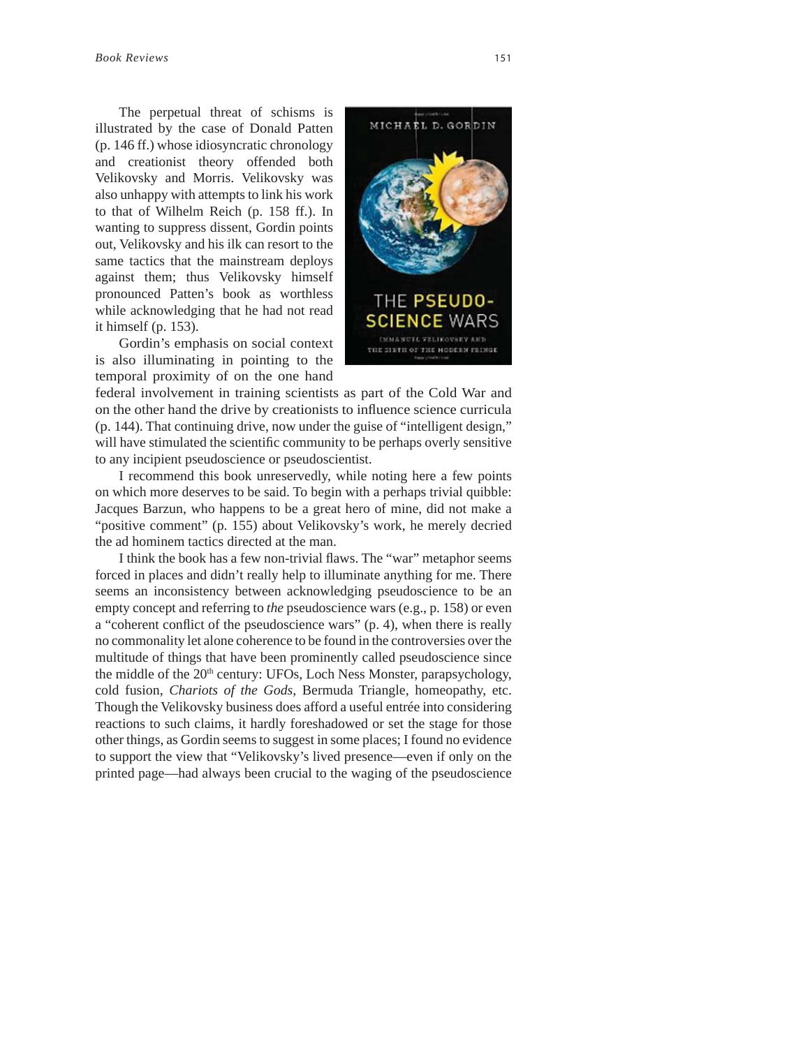The perpetual threat of schisms is illustrated by the case of Donald Patten (p. 146 ff.) whose idiosyncratic chronology and creationist theory offended both Velikovsky and Morris. Velikovsky was also unhappy with attempts to link his work to that of Wilhelm Reich (p. 158 ff.). In wanting to suppress dissent, Gordin points out, Velikovsky and his ilk can resort to the same tactics that the mainstream deploys against them; thus Velikovsky himself pronounced Patten's book as worthless while acknowledging that he had not read it himself (p. 153).

Gordin's emphasis on social context is also illuminating in pointing to the temporal proximity of on the one hand federal involvement in training scientists as part of the Cold War and on the other hand the drive by creationists to influence science curricula (p. 144). That continuing drive, now under the guise of "intelligent design," will have stimulated the scientific community to be perhaps overly sensitive to any incipient pseudoscience or pseudoscientist.

I recommend this book unreservedly, while noting here a few points on which more deserves to be said. To begin with a perhaps trivial quibble: Jacques Barzun, who happens to be a great hero of mine, did not make a "positive comment" (p. 155) about Velikovsky's work, he merely decried the ad hominem tactics directed at the man.

I think the book has a few non-trivial flaws. The "war" metaphor seems forced in places and didn't really help to illuminate anything for me. There seems an inconsistency between acknowledging pseudoscience to be an empty concept and referring to *the* pseudoscience wars (e.g., p. 158) or even a "coherent conflict of the pseudoscience wars" (p. 4), when there is really no commonality let alone coherence to be found in the controversies over the multitude of things that have been prominently called pseudoscience since the middle of the 20th century: UFOs, Loch Ness Monster, parapsychology, cold fusion, *Chariots of the Gods*, Bermuda Triangle, homeopathy, etc. Though the Velikovsky business does afford a useful entrée into considering reactions to such claims, it hardly foreshadowed or set the stage for those other things, as Gordin seems to suggest in some places; I found no evidence to support the view that "Velikovsky's lived presence—even if only on the printed page—had always been crucial to the waging of the pseudoscience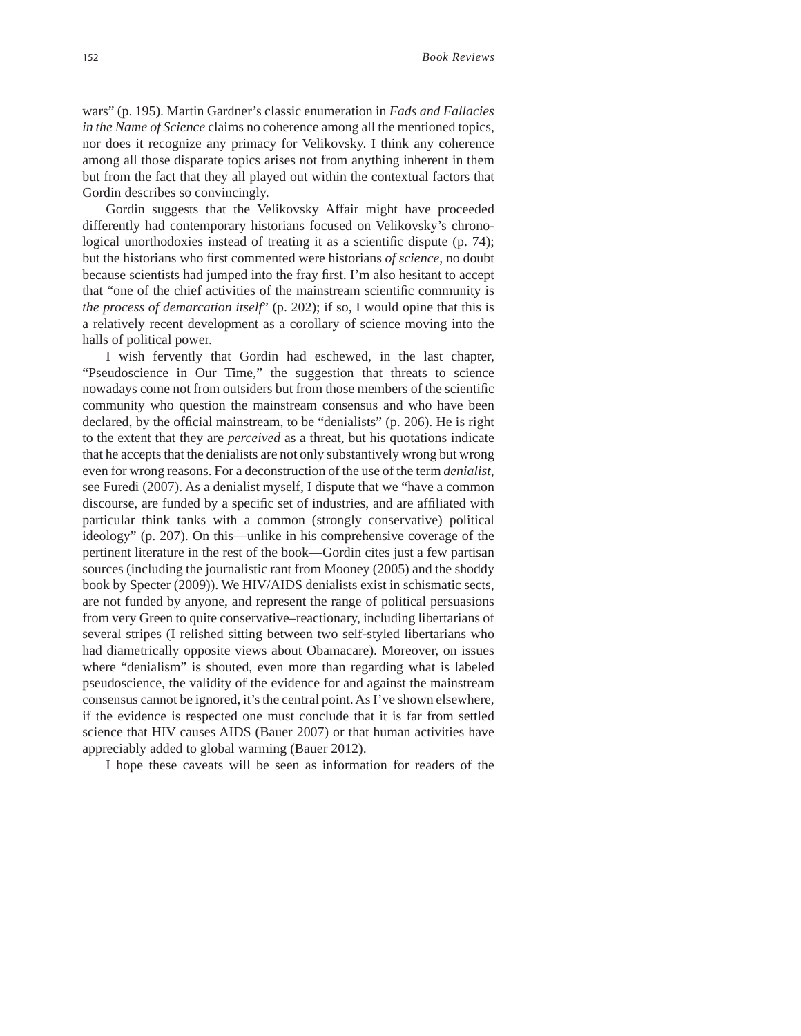wars" (p. 195). Martin Gardner's classic enumeration in *Fads and Fallacies in the Name of Science* claims no coherence among all the mentioned topics, nor does it recognize any primacy for Velikovsky. I think any coherence among all those disparate topics arises not from anything inherent in them but from the fact that they all played out within the contextual factors that Gordin describes so convincingly.

Gordin suggests that the Velikovsky Affair might have proceeded differently had contemporary historians focused on Velikovsky's chronological unorthodoxies instead of treating it as a scientific dispute (p. 74); but the historians who first commented were historians *of science*, no doubt because scientists had jumped into the fray first. I'm also hesitant to accept that "one of the chief activities of the mainstream scientific community is *the process of demarcation itself*" (p. 202); if so, I would opine that this is a relatively recent development as a corollary of science moving into the halls of political power.

I wish fervently that Gordin had eschewed, in the last chapter, "Pseudoscience in Our Time," the suggestion that threats to science nowadays come not from outsiders but from those members of the scientific community who question the mainstream consensus and who have been declared, by the official mainstream, to be "denialists" (p. 206). He is right to the extent that they are *perceived* as a threat, but his quotations indicate that he accepts that the denialists are not only substantively wrong but wrong even for wrong reasons. For a deconstruction of the use of the term *denialist*, see Furedi (2007). As a denialist myself, I dispute that we "have a common discourse, are funded by a specific set of industries, and are affiliated with particular think tanks with a common (strongly conservative) political ideology" (p. 207). On this—unlike in his comprehensive coverage of the pertinent literature in the rest of the book—Gordin cites just a few partisan sources (including the journalistic rant from Mooney (2005) and the shoddy book by Specter (2009)). We HIV/AIDS denialists exist in schismatic sects, are not funded by anyone, and represent the range of political persuasions from very Green to quite conservative–reactionary, including libertarians of several stripes (I relished sitting between two self-styled libertarians who had diametrically opposite views about Obamacare). Moreover, on issues where "denialism" is shouted, even more than regarding what is labeled pseudoscience, the validity of the evidence for and against the mainstream consensus cannot be ignored, it's the central point. As I've shown elsewhere, if the evidence is respected one must conclude that it is far from settled science that HIV causes AIDS (Bauer 2007) or that human activities have appreciably added to global warming (Bauer 2012).

I hope these caveats will be seen as information for readers of the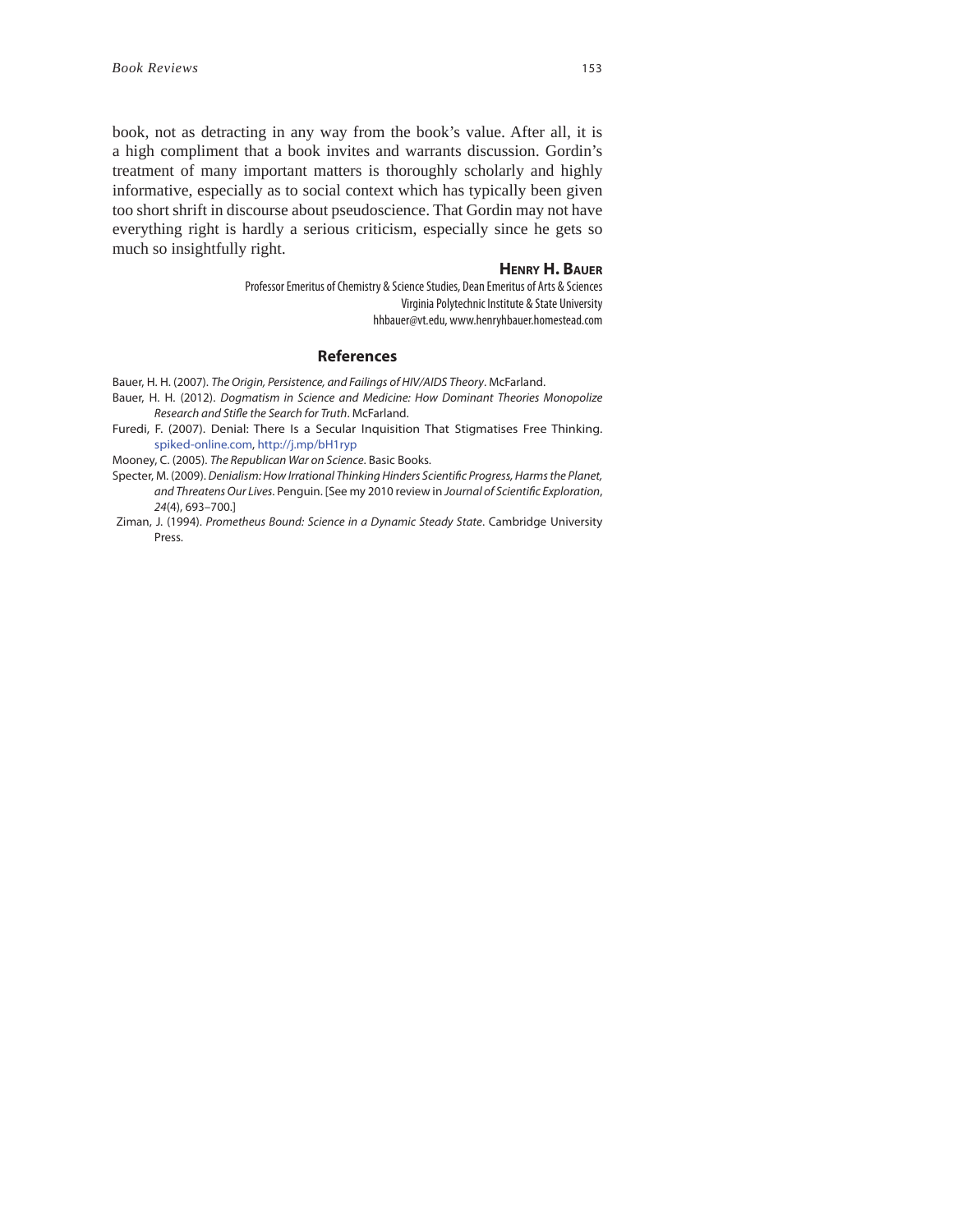book, not as detracting in any way from the book's value. After all, it is a high compliment that a book invites and warrants discussion. Gordin's treatment of many important matters is thoroughly scholarly and highly informative, especially as to social context which has typically been given too short shrift in discourse about pseudoscience. That Gordin may not have everything right is hardly a serious criticism, especially since he gets so much so insightfully right.

**HENRY H. BAUER**

Professor Emeritus of Chemistry & Science Studies, Dean Emeritus of Arts & Sciences
Virginia Polytechnic Institute & State University
hhbauer@vt.edu, www.henryhbauer.homestead.com

## References

Bauer, H. H. (2007). *The Origin, Persistence, and Failings of HIV/AIDS Theory*. McFarland.

Bauer, H. H. (2012). *Dogmatism in Science and Medicine: How Dominant Theories Monopolize Research and Stifle the Search for Truth*. McFarland.

Furedi, F. (2007). Denial: There Is a Secular Inquisition That Stigmatises Free Thinking. spiked-online.com, http://j.mp/bH1ryp

Mooney, C. (2005). *The Republican War on Science*. Basic Books.

Specter, M. (2009). *Denialism: How Irrational Thinking Hinders Scientific Progress, Harms the Planet, and Threatens Our Lives*. Penguin. [See my 2010 review in *Journal of Scientific Exploration*, *24*(4), 693–700.]

Ziman, J. (1994). *Prometheus Bound: Science in a Dynamic Steady State*. Cambridge University Press.